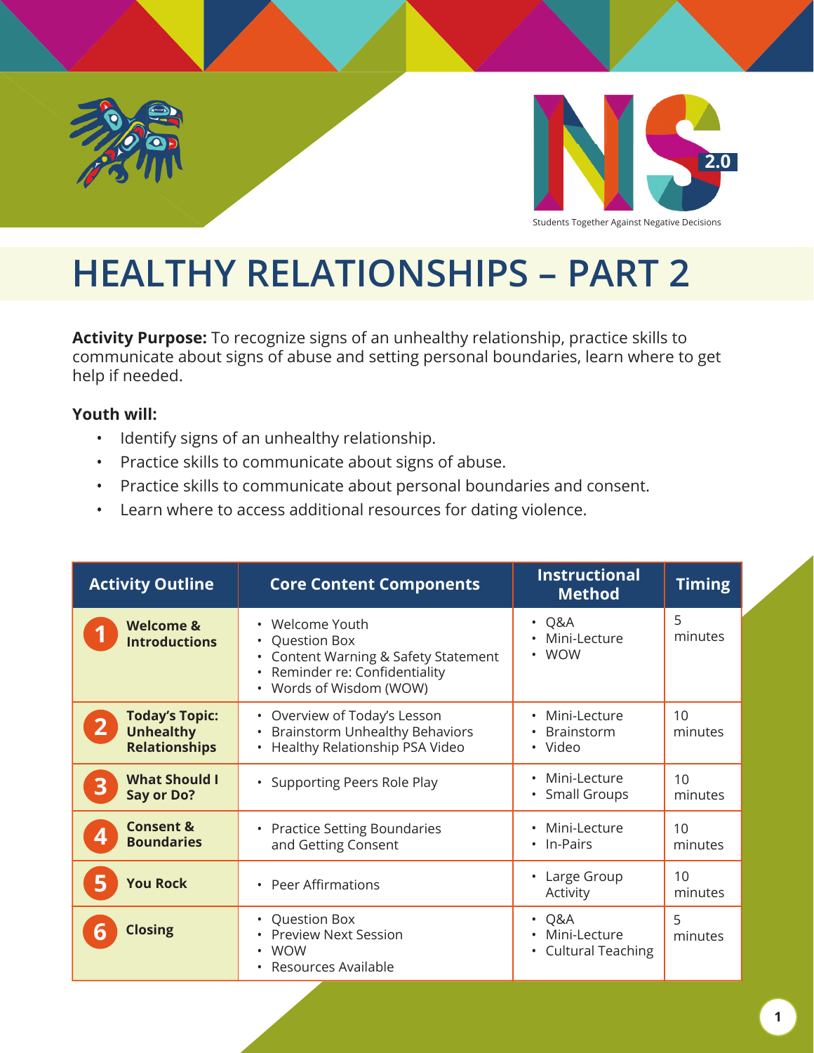Students Together Against Negative Decisions

# HEALTHY RELATIONSHIPS – PART 2

**Activity Purpose:** To recognize signs of an unhealthy relationship, practice skills to communicate about signs of abuse and setting personal boundaries, learn where to get help if needed.

**Youth will:**

- Identify signs of an unhealthy relationship.
- Practice skills to communicate about signs of abuse.
- Practice skills to communicate about personal boundaries and consent.
- Learn where to access additional resources for dating violence.

| Activity Outline | Core Content Components | Instructional Method | Timing |
|---|---|---|---|
| **1 Welcome & Introductions** | • Welcome Youth<br>• Question Box<br>• Content Warning & Safety Statement<br>• Reminder re: Confidentiality<br>• Words of Wisdom (WOW) | • Q&A<br>• Mini-Lecture<br>• WOW | 5 minutes |
| **2 Today's Topic: Unhealthy Relationships** | • Overview of Today's Lesson<br>• Brainstorm Unhealthy Behaviors<br>• Healthy Relationship PSA Video | • Mini-Lecture<br>• Brainstorm<br>• Video | 10 minutes |
| **3 What Should I Say or Do?** | • Supporting Peers Role Play | • Mini-Lecture<br>• Small Groups | 10 minutes |
| **4 Consent & Boundaries** | • Practice Setting Boundaries and Getting Consent | • Mini-Lecture<br>• In-Pairs | 10 minutes |
| **5 You Rock** | • Peer Affirmations | • Large Group Activity | 10 minutes |
| **6 Closing** | • Question Box<br>• Preview Next Session<br>• WOW<br>• Resources Available | • Q&A<br>• Mini-Lecture<br>• Cultural Teaching | 5 minutes |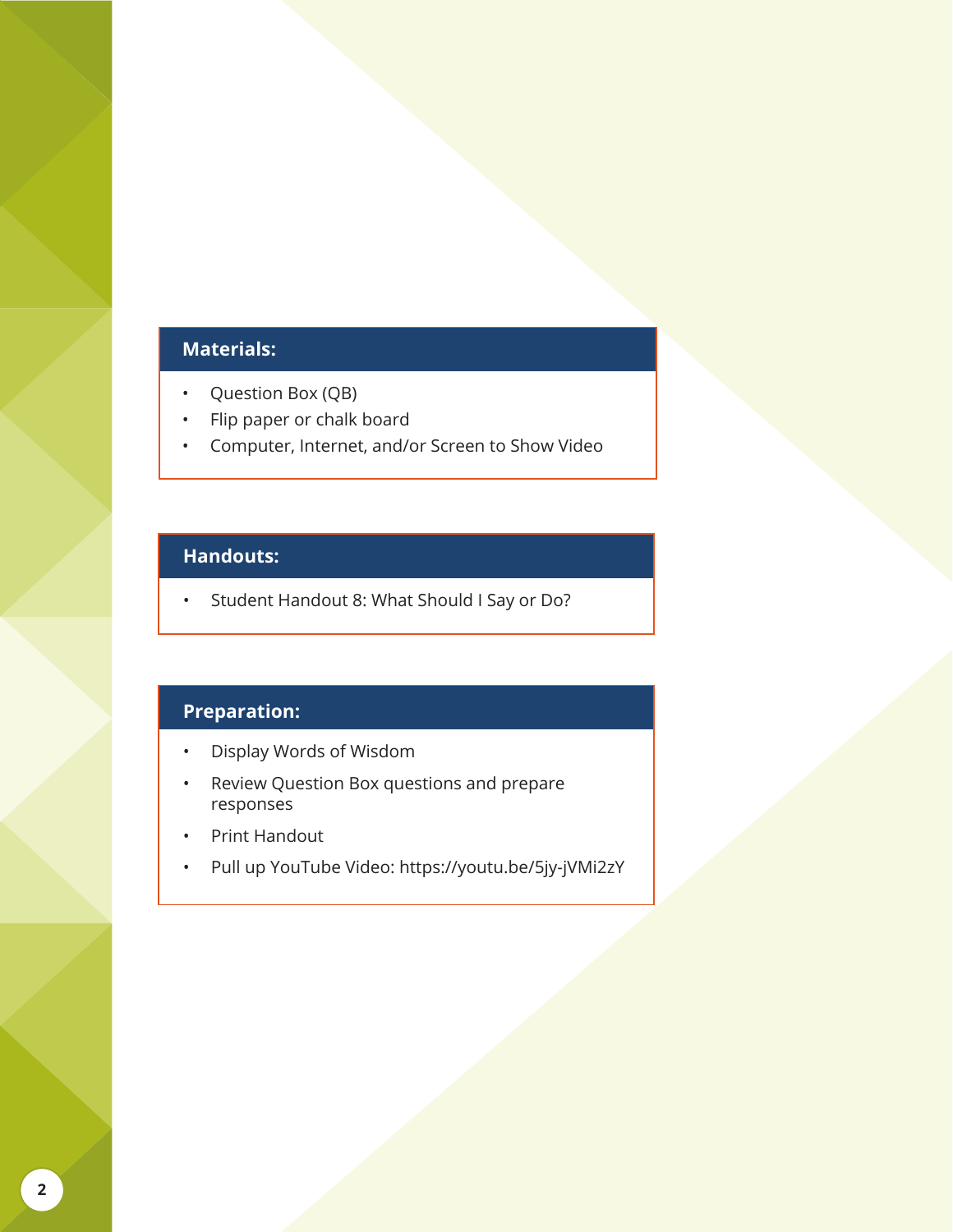## Materials:

- Question Box (QB)
- Flip paper or chalk board
- Computer, Internet, and/or Screen to Show Video

## Handouts:

- Student Handout 8: What Should I Say or Do?

## Preparation:

- Display Words of Wisdom
- Review Question Box questions and prepare responses
- Print Handout
- Pull up YouTube Video: https://youtu.be/5jy-jVMi2zY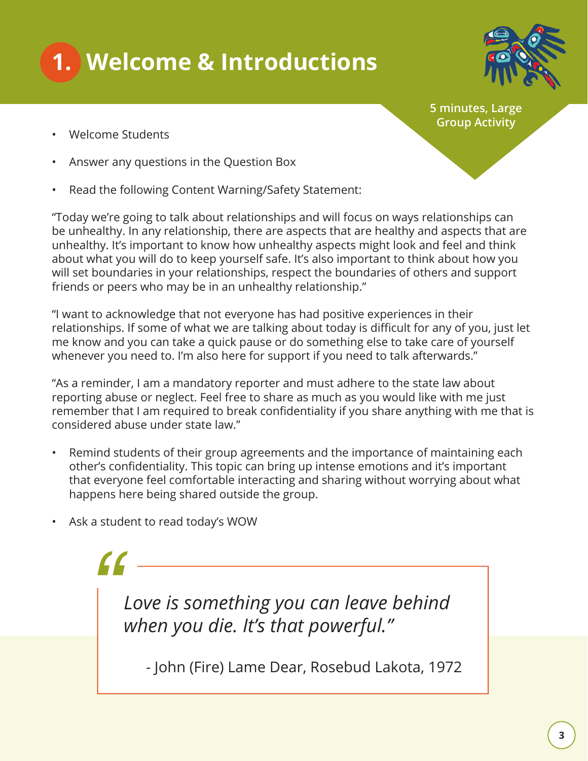# 1. Welcome & Introductions

**5 minutes, Large Group Activity**

- Welcome Students
- Answer any questions in the Question Box
- Read the following Content Warning/Safety Statement:

"Today we're going to talk about relationships and will focus on ways relationships can be unhealthy. In any relationship, there are aspects that are healthy and aspects that are unhealthy. It's important to know how unhealthy aspects might look and feel and think about what you will do to keep yourself safe. It's also important to think about how you will set boundaries in your relationships, respect the boundaries of others and support friends or peers who may be in an unhealthy relationship."

"I want to acknowledge that not everyone has had positive experiences in their relationships. If some of what we are talking about today is difficult for any of you, just let me know and you can take a quick pause or do something else to take care of yourself whenever you need to. I'm also here for support if you need to talk afterwards."

"As a reminder, I am a mandatory reporter and must adhere to the state law about reporting abuse or neglect. Feel free to share as much as you would like with me just remember that I am required to break confidentiality if you share anything with me that is considered abuse under state law."

- Remind students of their group agreements and the importance of maintaining each other's confidentiality. This topic can bring up intense emotions and it's important that everyone feel comfortable interacting and sharing without worrying about what happens here being shared outside the group.
- Ask a student to read today's WOW

> *"Love is something you can leave behind when you die. It's that powerful."*
>
> \- John (Fire) Lame Dear, Rosebud Lakota, 1972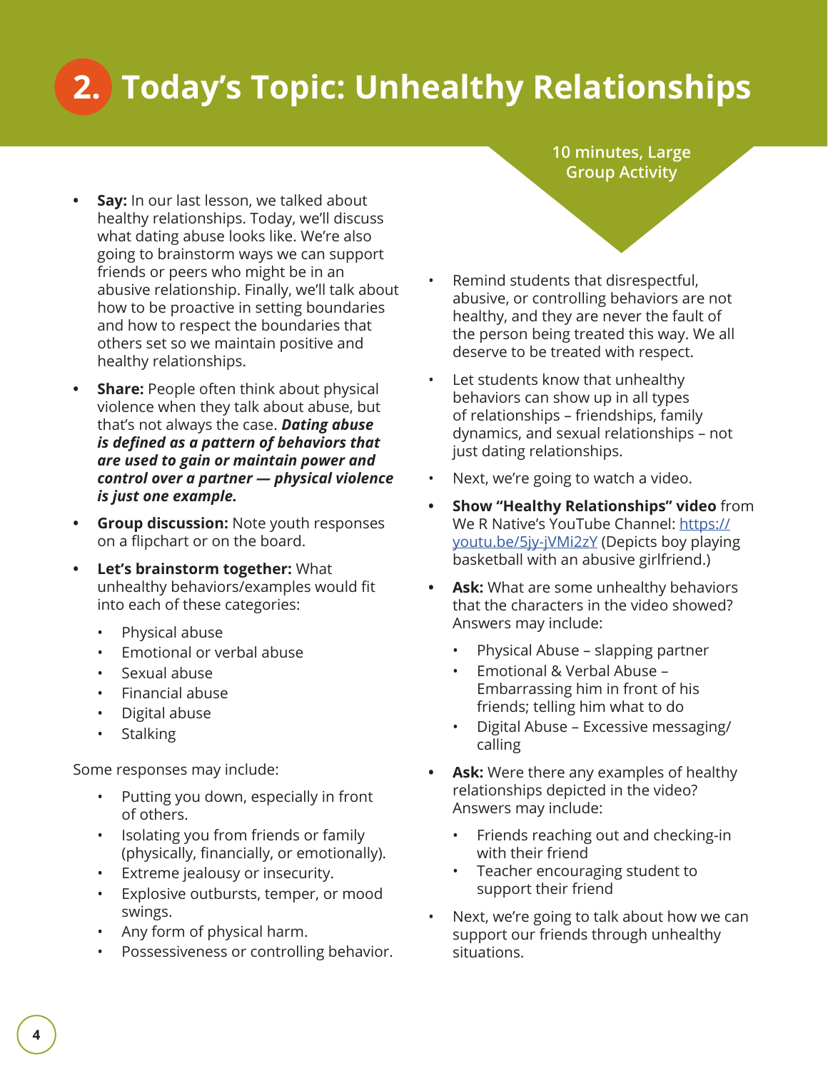# 2. Today's Topic: Unhealthy Relationships

**10 minutes, Large Group Activity**

- **Say:** In our last lesson, we talked about healthy relationships. Today, we'll discuss what dating abuse looks like. We're also going to brainstorm ways we can support friends or peers who might be in an abusive relationship. Finally, we'll talk about how to be proactive in setting boundaries and how to respect the boundaries that others set so we maintain positive and healthy relationships.
- **Share:** People often think about physical violence when they talk about abuse, but that's not always the case. ***Dating abuse is defined as a pattern of behaviors that are used to gain or maintain power and control over a partner — physical violence is just one example.***
- **Group discussion:** Note youth responses on a flipchart or on the board.
- **Let's brainstorm together:** What unhealthy behaviors/examples would fit into each of these categories:
  - Physical abuse
  - Emotional or verbal abuse
  - Sexual abuse
  - Financial abuse
  - Digital abuse
  - Stalking

Some responses may include:

- Putting you down, especially in front of others.
- Isolating you from friends or family (physically, financially, or emotionally).
- Extreme jealousy or insecurity.
- Explosive outbursts, temper, or mood swings.
- Any form of physical harm.
- Possessiveness or controlling behavior.

- Remind students that disrespectful, abusive, or controlling behaviors are not healthy, and they are never the fault of the person being treated this way. We all deserve to be treated with respect.
- Let students know that unhealthy behaviors can show up in all types of relationships – friendships, family dynamics, and sexual relationships – not just dating relationships.
- Next, we're going to watch a video.
- **Show "Healthy Relationships" video** from We R Native's YouTube Channel: https://youtu.be/5jy-jVMi2zY (Depicts boy playing basketball with an abusive girlfriend.)
- **Ask:** What are some unhealthy behaviors that the characters in the video showed? Answers may include:
  - Physical Abuse – slapping partner
  - Emotional & Verbal Abuse – Embarrassing him in front of his friends; telling him what to do
  - Digital Abuse – Excessive messaging/calling
- **Ask:** Were there any examples of healthy relationships depicted in the video? Answers may include:
  - Friends reaching out and checking-in with their friend
  - Teacher encouraging student to support their friend
- Next, we're going to talk about how we can support our friends through unhealthy situations.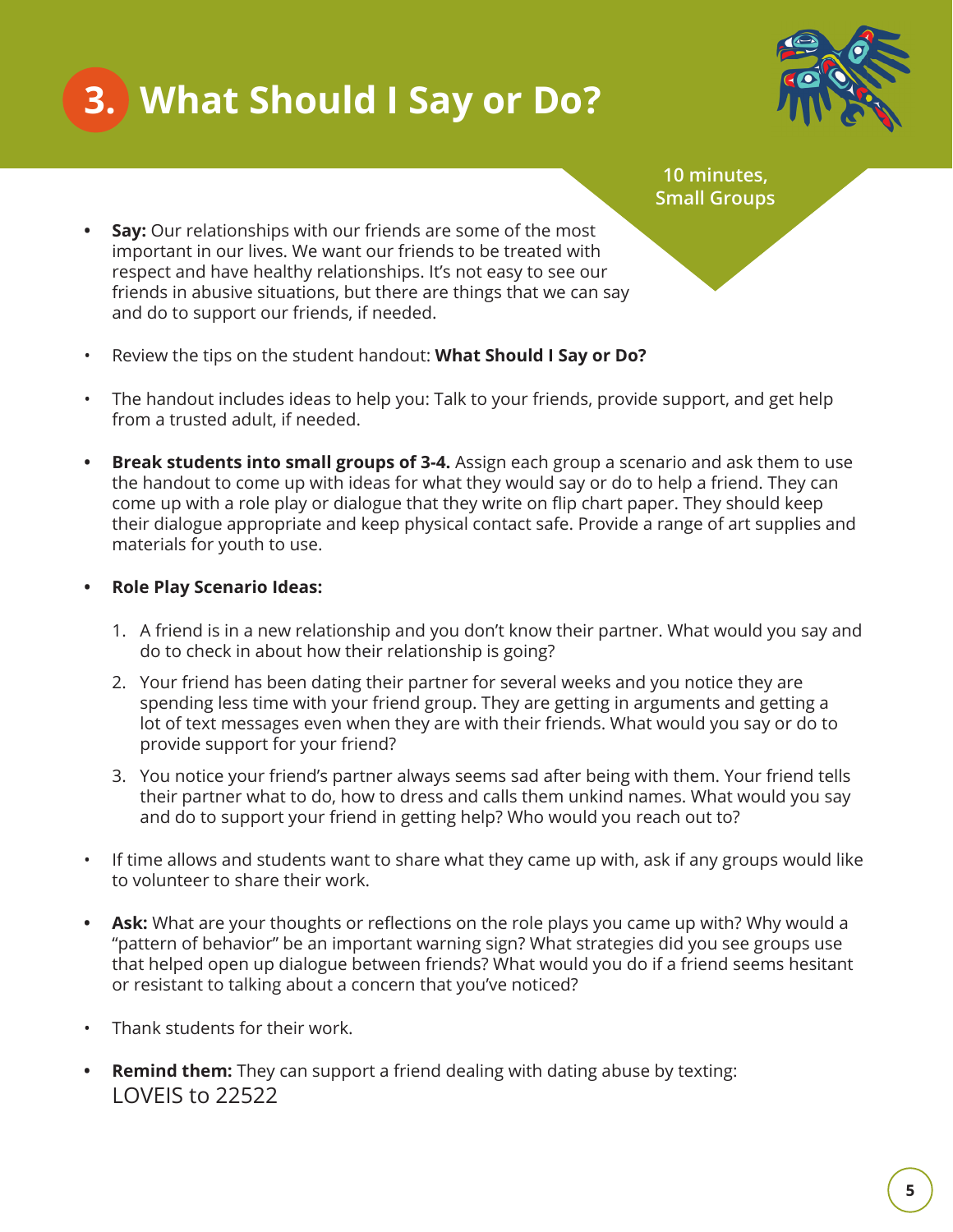# 3. What Should I Say or Do?

**10 minutes, Small Groups**

- **Say:** Our relationships with our friends are some of the most important in our lives. We want our friends to be treated with respect and have healthy relationships. It's not easy to see our friends in abusive situations, but there are things that we can say and do to support our friends, if needed.
- Review the tips on the student handout: **What Should I Say or Do?**
- The handout includes ideas to help you: Talk to your friends, provide support, and get help from a trusted adult, if needed.
- **Break students into small groups of 3-4.** Assign each group a scenario and ask them to use the handout to come up with ideas for what they would say or do to help a friend. They can come up with a role play or dialogue that they write on flip chart paper. They should keep their dialogue appropriate and keep physical contact safe. Provide a range of art supplies and materials for youth to use.
- **Role Play Scenario Ideas:**
    1. A friend is in a new relationship and you don't know their partner. What would you say and do to check in about how their relationship is going?
    2. Your friend has been dating their partner for several weeks and you notice they are spending less time with your friend group. They are getting in arguments and getting a lot of text messages even when they are with their friends. What would you say or do to provide support for your friend?
    3. You notice your friend's partner always seems sad after being with them. Your friend tells their partner what to do, how to dress and calls them unkind names. What would you say and do to support your friend in getting help? Who would you reach out to?
- If time allows and students want to share what they came up with, ask if any groups would like to volunteer to share their work.
- **Ask:** What are your thoughts or reflections on the role plays you came up with? Why would a "pattern of behavior" be an important warning sign? What strategies did you see groups use that helped open up dialogue between friends? What would you do if a friend seems hesitant or resistant to talking about a concern that you've noticed?
- Thank students for their work.
- **Remind them:** They can support a friend dealing with dating abuse by texting: LOVEIS to 22522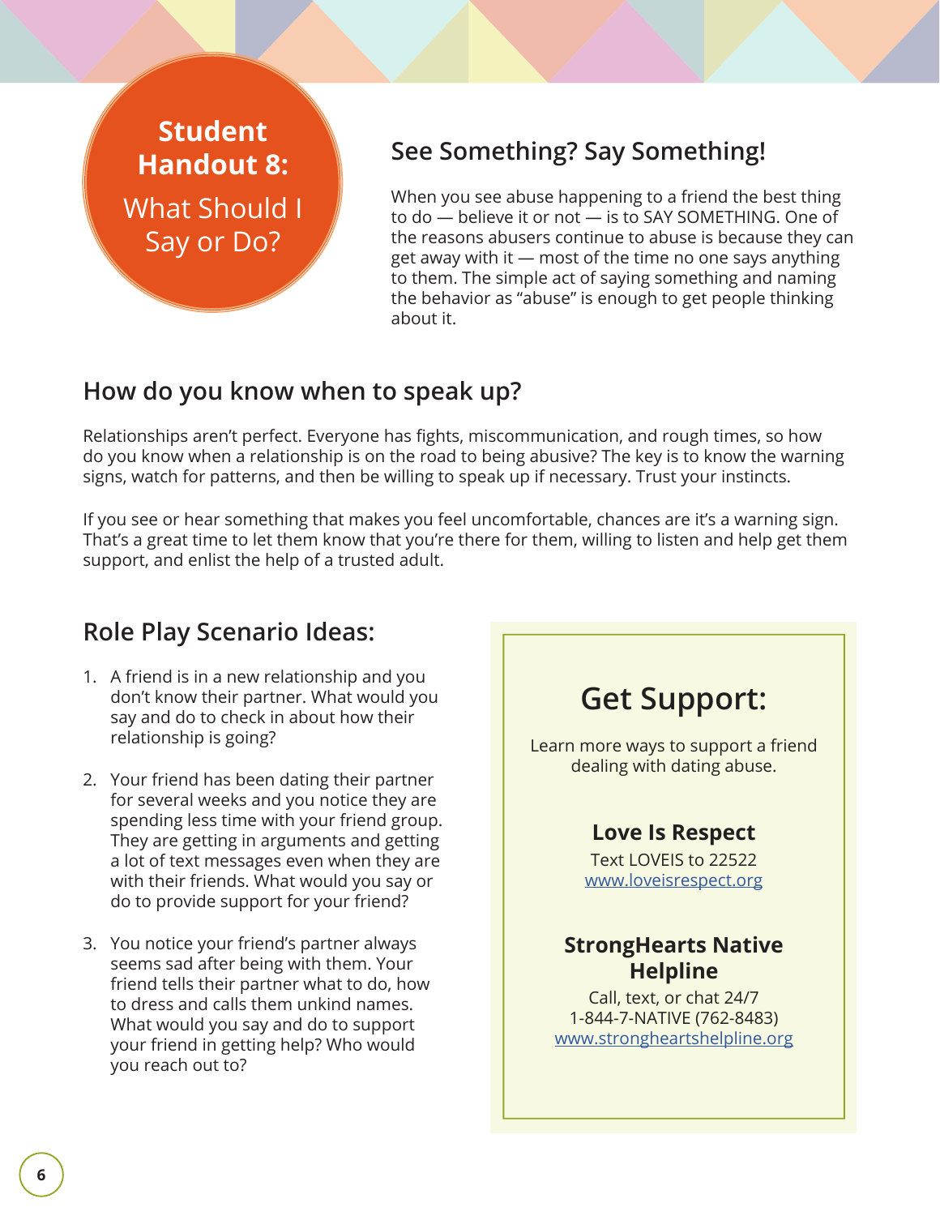# Student Handout 8: What Should I Say or Do?

## See Something? Say Something!

When you see abuse happening to a friend the best thing to do — believe it or not — is to SAY SOMETHING. One of the reasons abusers continue to abuse is because they can get away with it — most of the time no one says anything to them. The simple act of saying something and naming the behavior as "abuse" is enough to get people thinking about it.

## How do you know when to speak up?

Relationships aren't perfect. Everyone has fights, miscommunication, and rough times, so how do you know when a relationship is on the road to being abusive? The key is to know the warning signs, watch for patterns, and then be willing to speak up if necessary. Trust your instincts.

If you see or hear something that makes you feel uncomfortable, chances are it's a warning sign. That's a great time to let them know that you're there for them, willing to listen and help get them support, and enlist the help of a trusted adult.

## Role Play Scenario Ideas:

1. A friend is in a new relationship and you don't know their partner. What would you say and do to check in about how their relationship is going?

2. Your friend has been dating their partner for several weeks and you notice they are spending less time with your friend group. They are getting in arguments and getting a lot of text messages even when they are with their friends. What would you say or do to provide support for your friend?

3. You notice your friend's partner always seems sad after being with them. Your friend tells their partner what to do, how to dress and calls them unkind names. What would you say and do to support your friend in getting help? Who would you reach out to?

## Get Support:

Learn more ways to support a friend dealing with dating abuse.

**Love Is Respect**

Text LOVEIS to 22522

www.loveisrespect.org

**StrongHearts Native Helpline**

Call, text, or chat 24/7

1-844-7-NATIVE (762-8483)

www.strongheartshelpline.org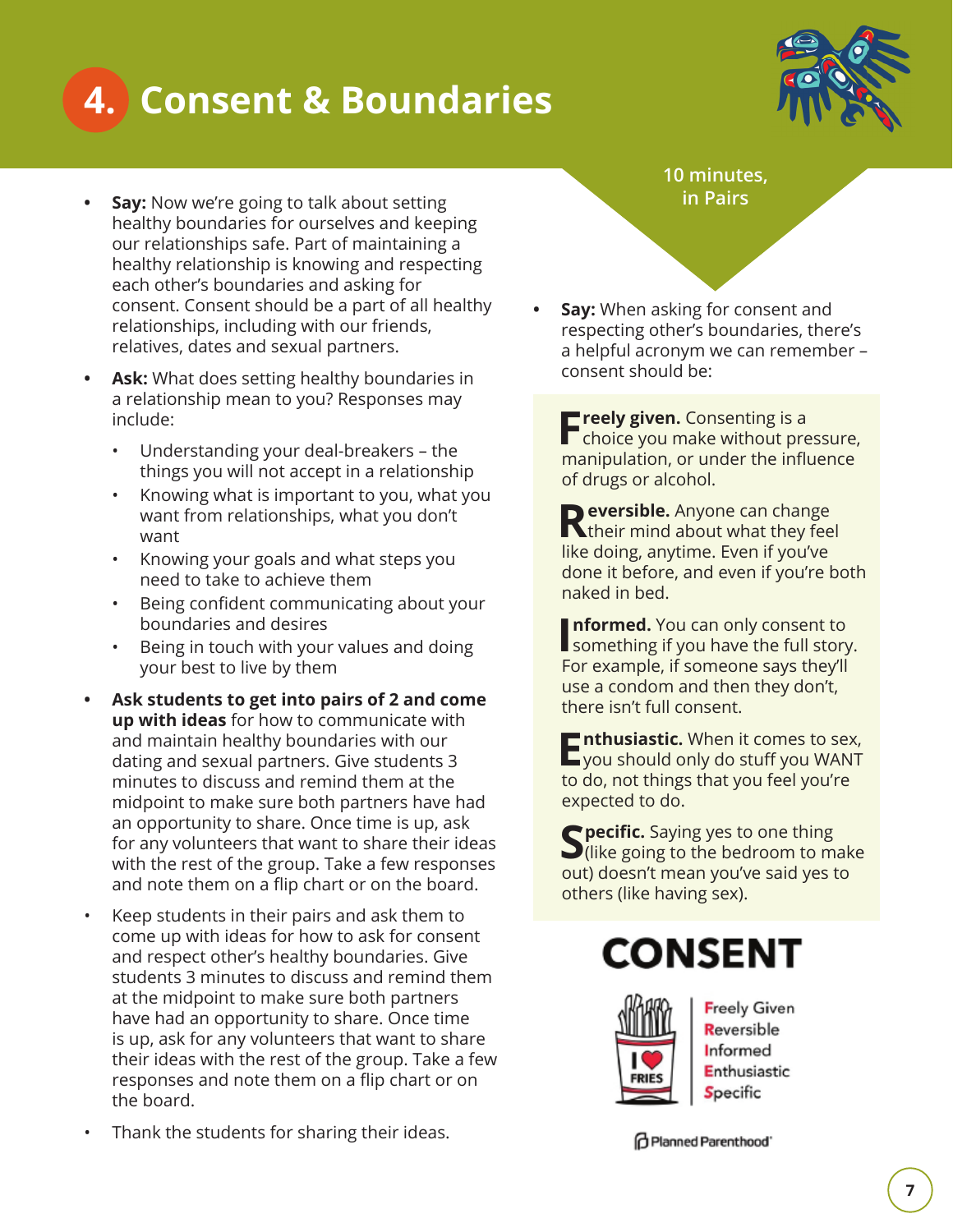# 4. Consent & Boundaries

10 minutes, in Pairs

- **Say:** Now we're going to talk about setting healthy boundaries for ourselves and keeping our relationships safe. Part of maintaining a healthy relationship is knowing and respecting each other's boundaries and asking for consent. Consent should be a part of all healthy relationships, including with our friends, relatives, dates and sexual partners.
- **Ask:** What does setting healthy boundaries in a relationship mean to you? Responses may include:
  - Understanding your deal-breakers – the things you will not accept in a relationship
  - Knowing what is important to you, what you want from relationships, what you don't want
  - Knowing your goals and what steps you need to take to achieve them
  - Being confident communicating about your boundaries and desires
  - Being in touch with your values and doing your best to live by them
- **Ask students to get into pairs of 2 and come up with ideas** for how to communicate with and maintain healthy boundaries with our dating and sexual partners. Give students 3 minutes to discuss and remind them at the midpoint to make sure both partners have had an opportunity to share. Once time is up, ask for any volunteers that want to share their ideas with the rest of the group. Take a few responses and note them on a flip chart or on the board.
- Keep students in their pairs and ask them to come up with ideas for how to ask for consent and respect other's healthy boundaries. Give students 3 minutes to discuss and remind them at the midpoint to make sure both partners have had an opportunity to share. Once time is up, ask for any volunteers that want to share their ideas with the rest of the group. Take a few responses and note them on a flip chart or on the board.
- Thank the students for sharing their ideas.

- **Say:** When asking for consent and respecting other's boundaries, there's a helpful acronym we can remember – consent should be:

**Freely given.** Consenting is a choice you make without pressure, manipulation, or under the influence of drugs or alcohol.

**Reversible.** Anyone can change their mind about what they feel like doing, anytime. Even if you've done it before, and even if you're both naked in bed.

**Informed.** You can only consent to something if you have the full story. For example, if someone says they'll use a condom and then they don't, there isn't full consent.

**Enthusiastic.** When it comes to sex, you should only do stuff you WANT to do, not things that you feel you're expected to do.

**Specific.** Saying yes to one thing (like going to the bedroom to make out) doesn't mean you've said yes to others (like having sex).

**CONSENT**

I ♥ FRIES

Freely Given
Reversible
Informed
Enthusiastic
Specific

Planned Parenthood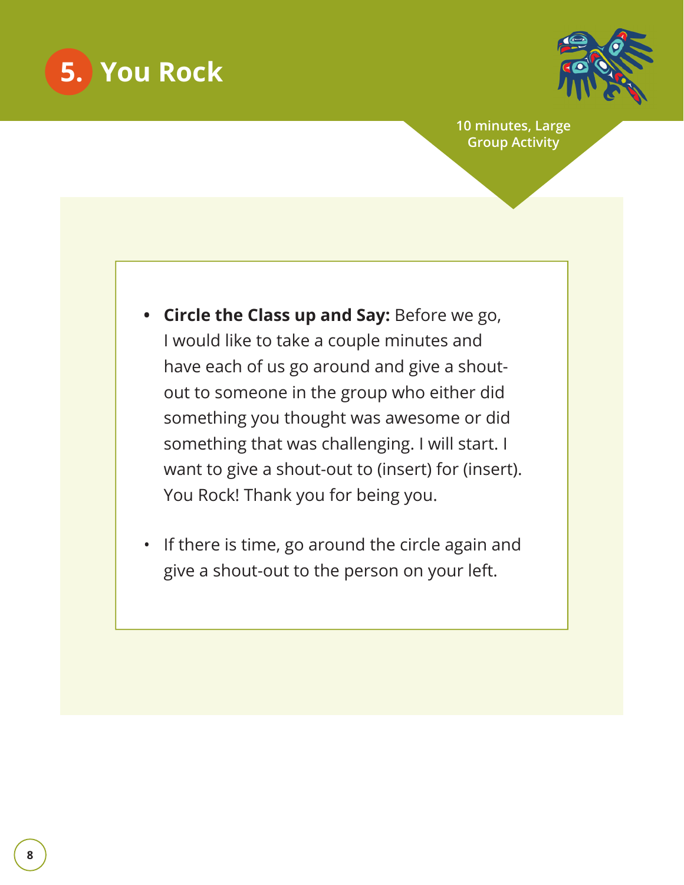# 5. You Rock

10 minutes, Large Group Activity

- **Circle the Class up and Say:** Before we go, I would like to take a couple minutes and have each of us go around and give a shout-out to someone in the group who either did something you thought was awesome or did something that was challenging. I will start. I want to give a shout-out to (insert) for (insert). You Rock! Thank you for being you.
- If there is time, go around the circle again and give a shout-out to the person on your left.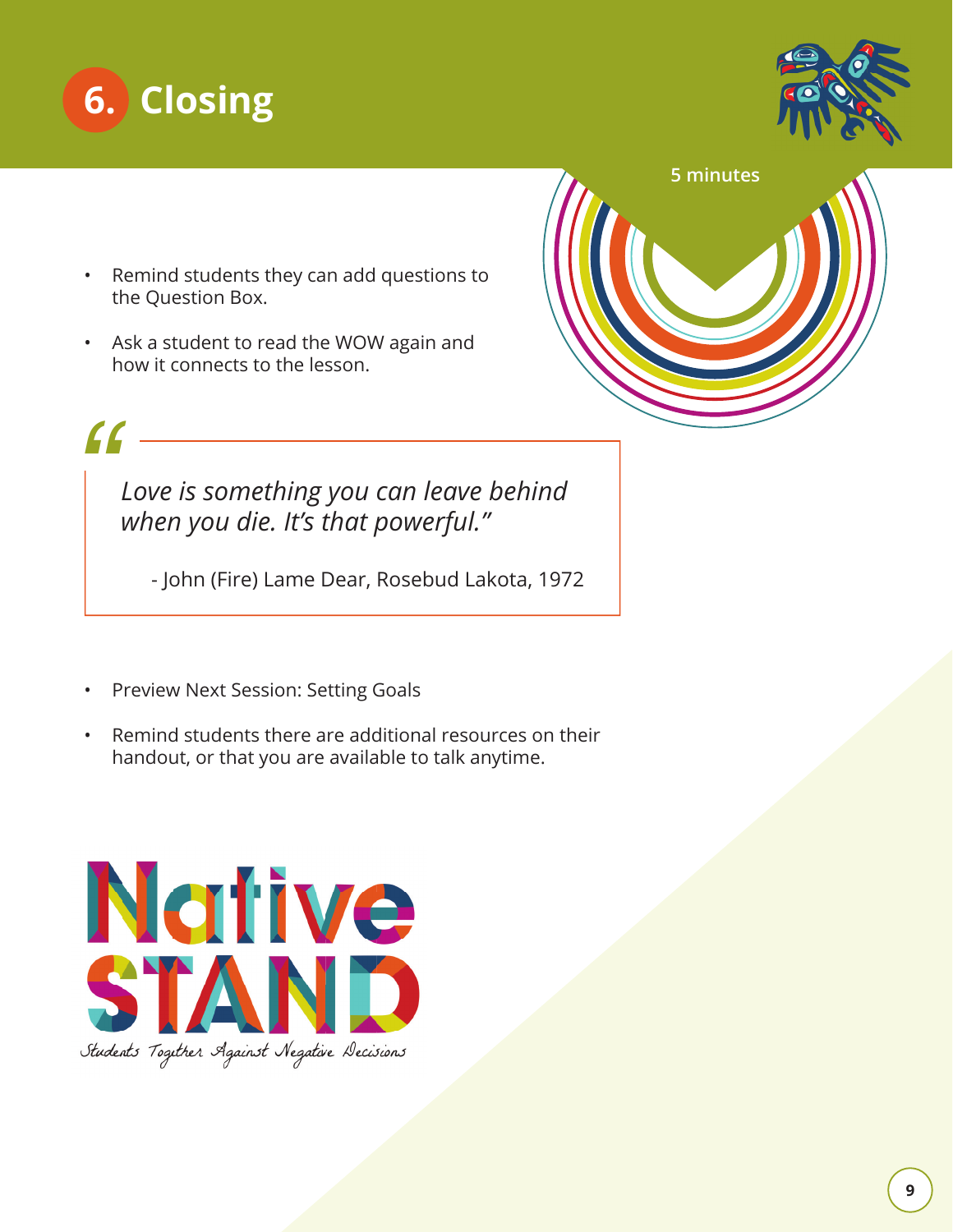# 6. Closing

5 minutes

- Remind students they can add questions to the Question Box.
- Ask a student to read the WOW again and how it connects to the lesson.

> *“Love is something you can leave behind when you die. It’s that powerful.”*
>
> - John (Fire) Lame Dear, Rosebud Lakota, 1972

- Preview Next Session: Setting Goals
- Remind students there are additional resources on their handout, or that you are available to talk anytime.

Native STAND

Students Together Against Negative Decisions